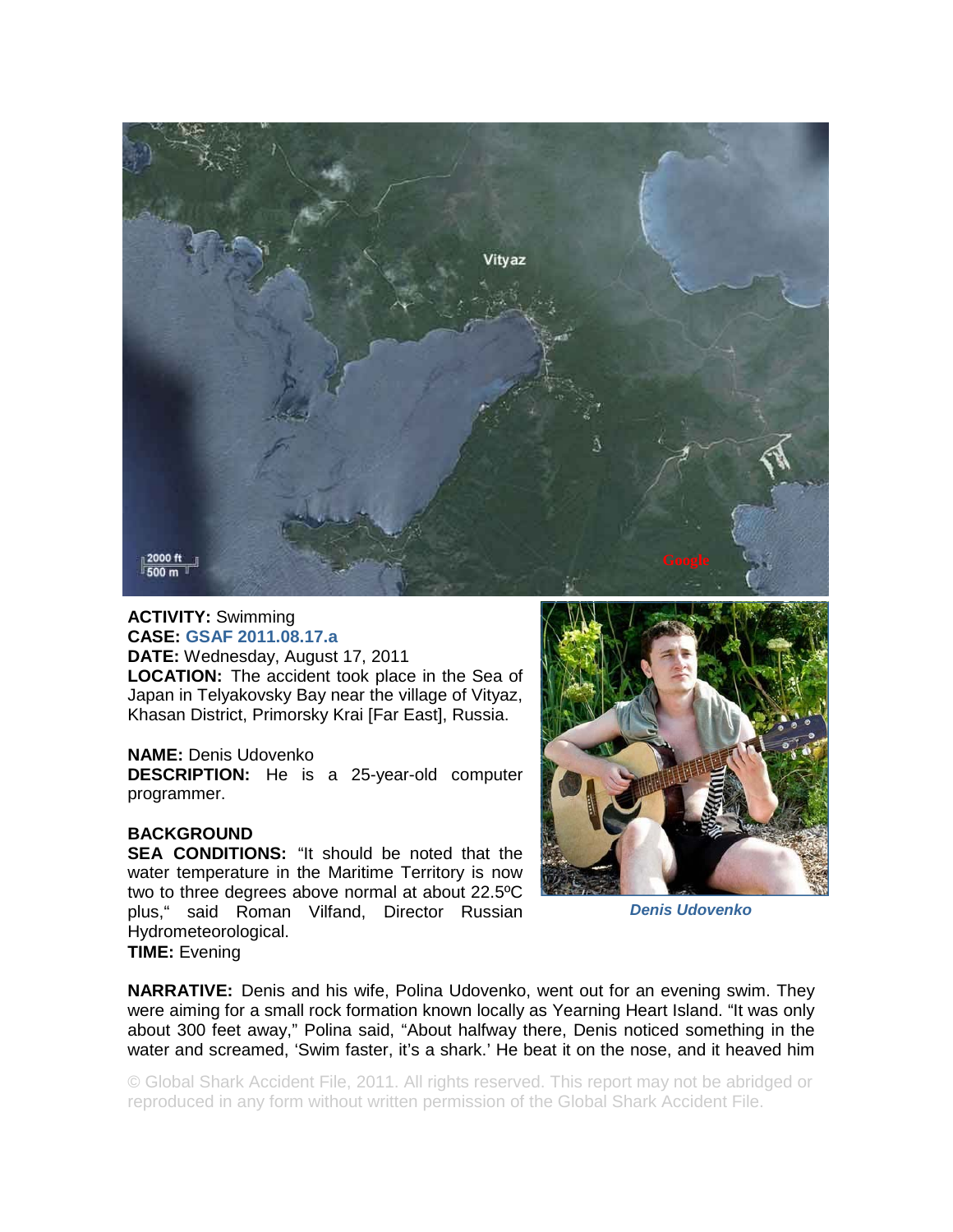**ACTIVITY:** Swimming
**CASE:** GSAF 2011.08.17.a
**DATE:** Wednesday, August 17, 2011
**LOCATION:** The accident took place in the Sea of Japan in Telyakovsky Bay near the village of Vityaz, Khasan District, Primorsky Krai [Far East], Russia.

**NAME:** Denis Udovenko
**DESCRIPTION:** He is a 25-year-old computer programmer.

*Denis Udovenko*

**BACKGROUND**
**SEA CONDITIONS:** "It should be noted that the water temperature in the Maritime Territory is now two to three degrees above normal at about 22.5ºC plus," said Roman Vilfand, Director Russian Hydrometeorological.
**TIME:** Evening

**NARRATIVE:** Denis and his wife, Polina Udovenko, went out for an evening swim. They were aiming for a small rock formation known locally as Yearning Heart Island. "It was only about 300 feet away," Polina said, "About halfway there, Denis noticed something in the water and screamed, 'Swim faster, it's a shark.' He beat it on the nose, and it heaved him

© Global Shark Accident File, 2011. All rights reserved. This report may not be abridged or reproduced in any form without written permission of the Global Shark Accident File.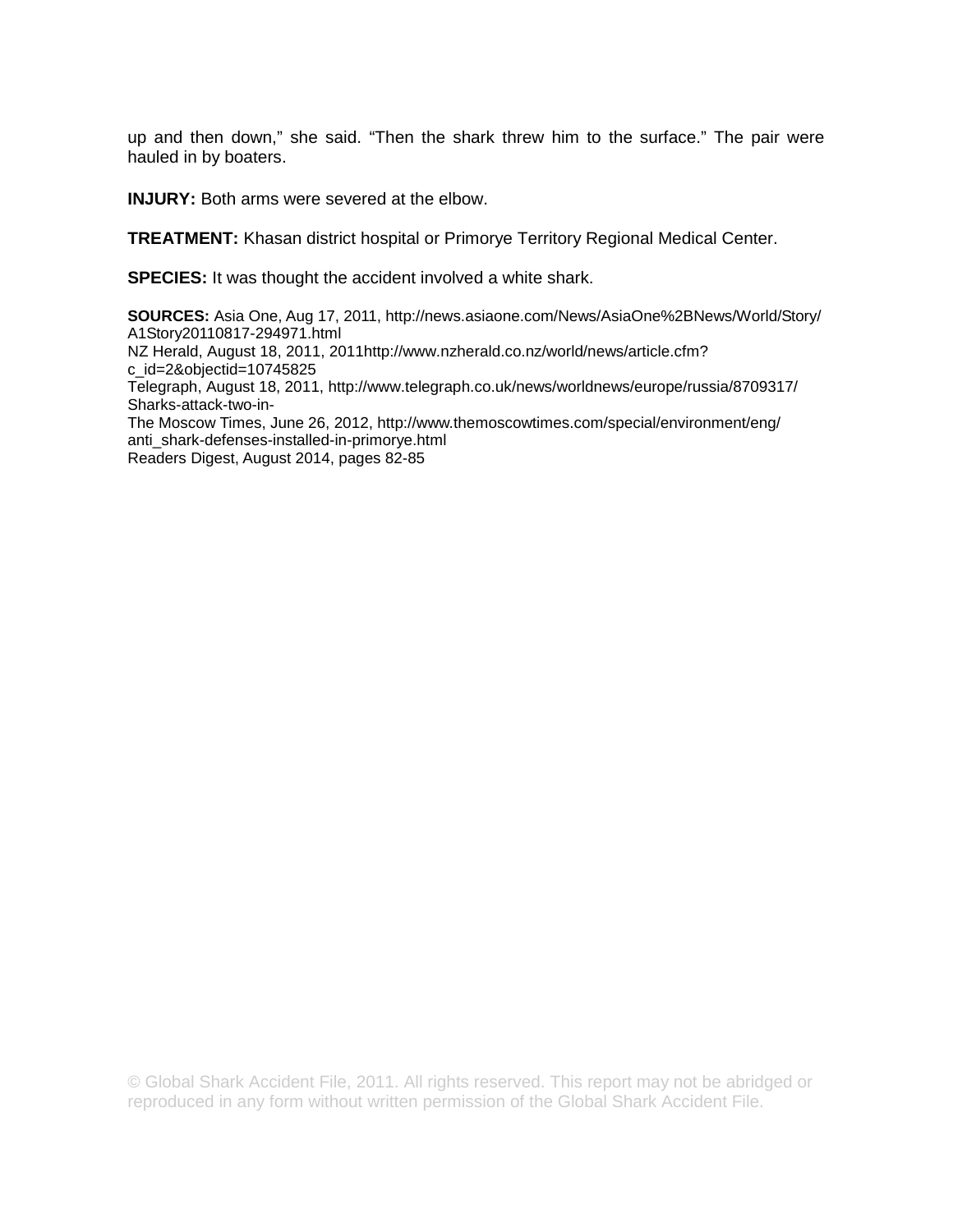up and then down," she said. "Then the shark threw him to the surface." The pair were hauled in by boaters.

**INJURY:** Both arms were severed at the elbow.

**TREATMENT:** Khasan district hospital or Primorye Territory Regional Medical Center.

**SPECIES:** It was thought the accident involved a white shark.

**SOURCES:** Asia One, Aug 17, 2011, http://news.asiaone.com/News/AsiaOne%2BNews/World/Story/A1Story20110817-294971.html
NZ Herald, August 18, 2011, 2011http://www.nzherald.co.nz/world/news/article.cfm?c_id=2&objectid=10745825
Telegraph, August 18, 2011, http://www.telegraph.co.uk/news/worldnews/europe/russia/8709317/Sharks-attack-two-in-
The Moscow Times, June 26, 2012, http://www.themoscowtimes.com/special/environment/eng/anti_shark-defenses-installed-in-primorye.html
Readers Digest, August 2014, pages 82-85

© Global Shark Accident File, 2011. All rights reserved. This report may not be abridged or reproduced in any form without written permission of the Global Shark Accident File.